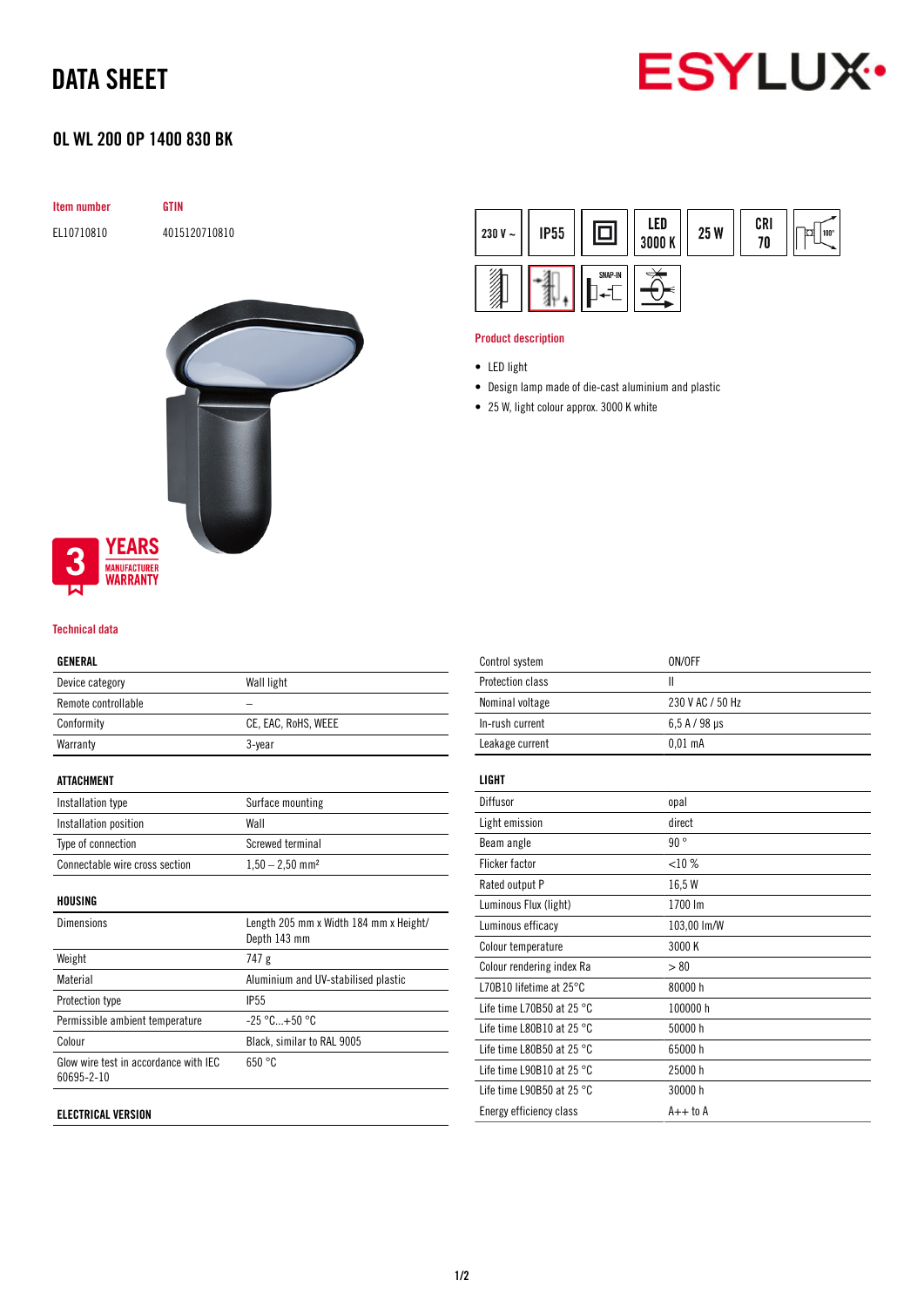# DATA SHEET

## OL WL 200 OP 1400 830 BK

| Item number | GTIN |
|---|---|
| EL10710810 | 4015120710810 |

230 V ~ | IP55 | LED 3000 K | 25 W | CRI 70 | 100° | SNAP-IN

3 YEARS MANUFACTURER WARRANTY

### Product description

- LED light
- Design lamp made of die-cast aluminium and plastic
- 25 W, light colour approx. 3000 K white

### Technical data

| GENERAL | |
|---|---|
| Device category | Wall light |
| Remote controllable | – |
| Conformity | CE, EAC, RoHS, WEEE |
| Warranty | 3-year |

| ATTACHMENT | |
|---|---|
| Installation type | Surface mounting |
| Installation position | Wall |
| Type of connection | Screwed terminal |
| Connectable wire cross section | 1,50 – 2,50 mm² |

| HOUSING | |
|---|---|
| Dimensions | Length 205 mm x Width 184 mm x Height/ Depth 143 mm |
| Weight | 747 g |
| Material | Aluminium and UV-stabilised plastic |
| Protection type | IP55 |
| Permissible ambient temperature | -25 °C...+50 °C |
| Colour | Black, similar to RAL 9005 |
| Glow wire test in accordance with IEC 60695-2-10 | 650 °C |

| ELECTRICAL VERSION | |
|---|---|
| Control system | ON/OFF |
| Protection class | II |
| Nominal voltage | 230 V AC / 50 Hz |
| In-rush current | 6,5 A / 98 µs |
| Leakage current | 0,01 mA |

| LIGHT | |
|---|---|
| Diffusor | opal |
| Light emission | direct |
| Beam angle | 90 ° |
| Flicker factor | <10 % |
| Rated output P | 16,5 W |
| Luminous Flux (light) | 1700 lm |
| Luminous efficacy | 103,00 lm/W |
| Colour temperature | 3000 K |
| Colour rendering index Ra | > 80 |
| L70B10 lifetime at 25°C | 80000 h |
| Life time L70B50 at 25 °C | 100000 h |
| Life time L80B10 at 25 °C | 50000 h |
| Life time L80B50 at 25 °C | 65000 h |
| Life time L90B10 at 25 °C | 25000 h |
| Life time L90B50 at 25 °C | 30000 h |
| Energy efficiency class | A++ to A |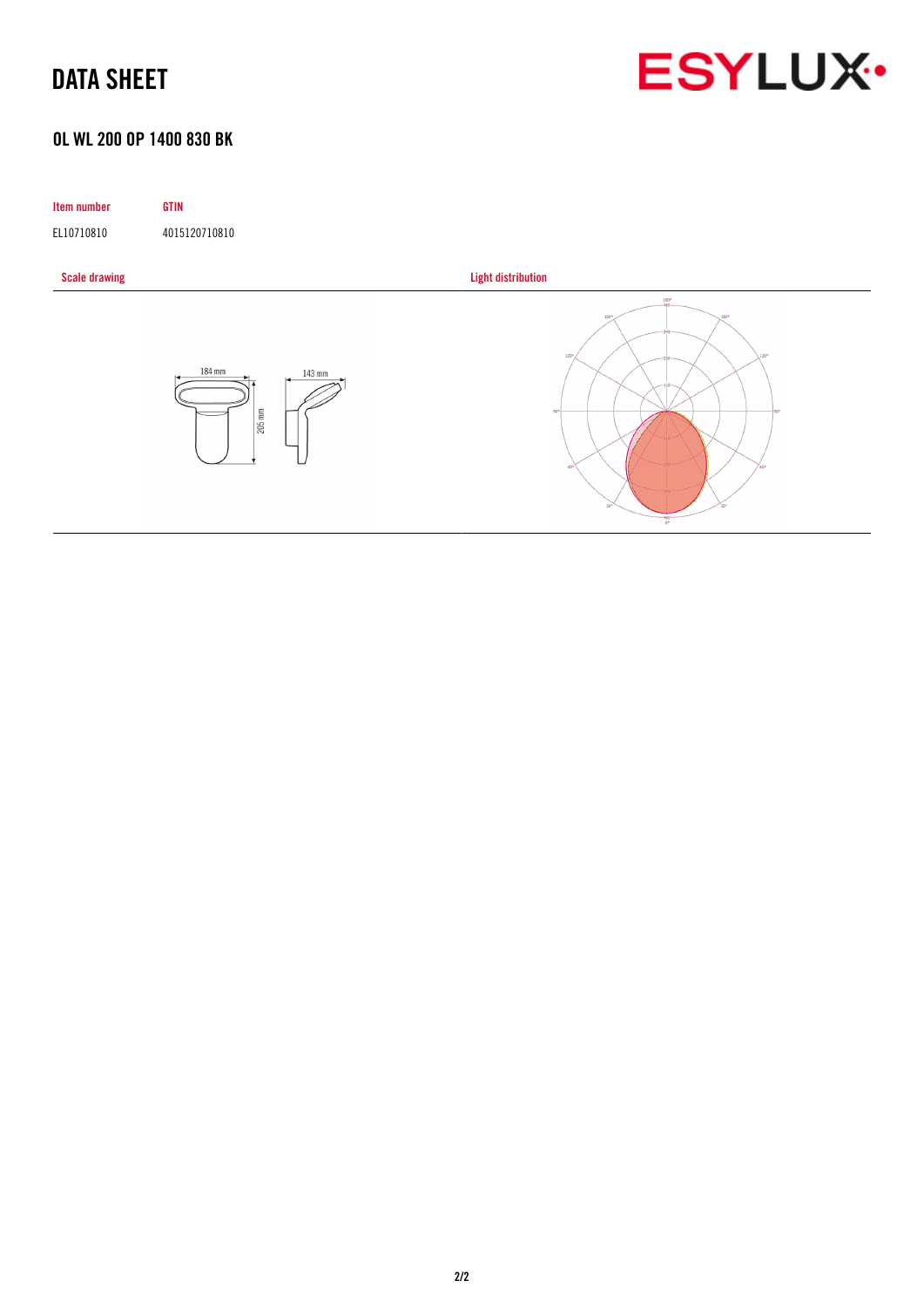# DATA SHEET

ESYLUX

## OL WL 200 OP 1400 830 BK

| Item number | GTIN |
| --- | --- |
| EL10710810 | 4015120710810 |

### Scale drawing

184 mm

143 mm

205 mm

### Light distribution

180°

150°

150°

120°

120°

90°

90°

60°

60°

30°

30°

0°